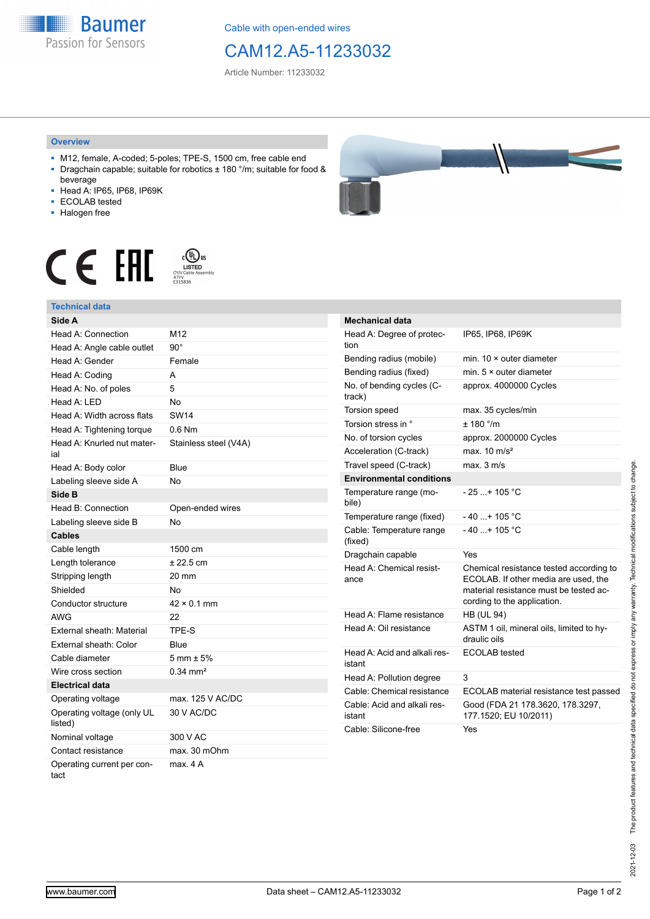Cable with open-ended wires

# CAM12.A5-11233032

Article Number: 11233032

## Overview

- M12, female, A-coded; 5-poles; TPE-S, 1500 cm, free cable end
- Dragchain capable; suitable for robotics ± 180 °/m; suitable for food & beverage
- Head A: IP65, IP68, IP69K
- ECOLAB tested
- Halogen free

## Technical data

| **Side A** | |
|---|---|
| Head A: Connection | M12 |
| Head A: Angle cable outlet | 90° |
| Head A: Gender | Female |
| Head A: Coding | A |
| Head A: No. of poles | 5 |
| Head A: LED | No |
| Head A: Width across flats | SW14 |
| Head A: Tightening torque | 0.6 Nm |
| Head A: Knurled nut material | Stainless steel (V4A) |
| Head A: Body color | Blue |
| Labeling sleeve side A | No |
| **Side B** | |
| Head B: Connection | Open-ended wires |
| Labeling sleeve side B | No |
| **Cables** | |
| Cable length | 1500 cm |
| Length tolerance | ± 22.5 cm |
| Stripping length | 20 mm |
| Shielded | No |
| Conductor structure | 42 × 0.1 mm |
| AWG | 22 |
| External sheath: Material | TPE-S |
| External sheath: Color | Blue |
| Cable diameter | 5 mm ± 5% |
| Wire cross section | 0.34 mm² |
| **Electrical data** | |
| Operating voltage | max. 125 V AC/DC |
| Operating voltage (only UL listed) | 30 V AC/DC |
| Nominal voltage | 300 V AC |
| Contact resistance | max. 30 mOhm |
| Operating current per contact | max. 4 A |

| **Mechanical data** | |
|---|---|
| Head A: Degree of protection | IP65, IP68, IP69K |
| Bending radius (mobile) | min. 10 × outer diameter |
| Bending radius (fixed) | min. 5 × outer diameter |
| No. of bending cycles (C-track) | approx. 4000000 Cycles |
| Torsion speed | max. 35 cycles/min |
| Torsion stress in ° | ± 180 °/m |
| No. of torsion cycles | approx. 2000000 Cycles |
| Acceleration (C-track) | max. 10 m/s² |
| Travel speed (C-track) | max. 3 m/s |
| **Environmental conditions** | |
| Temperature range (mobile) | - 25 ...+ 105 °C |
| Temperature range (fixed) | - 40 ...+ 105 °C |
| Cable: Temperature range (fixed) | - 40 ...+ 105 °C |
| Dragchain capable | Yes |
| Head A: Chemical resistance | Chemical resistance tested according to ECOLAB. If other media are used, the material resistance must be tested according to the application. |
| Head A: Flame resistance | HB (UL 94) |
| Head A: Oil resistance | ASTM 1 oil, mineral oils, limited to hydraulic oils |
| Head A: Acid and alkali resistant | ECOLAB tested |
| Head A: Pollution degree | 3 |
| Cable: Chemical resistance | ECOLAB material resistance test passed |
| Cable: Acid and alkali resistant | Good (FDA 21 178.3620, 178.3297, 177.1520; EU 10/2011) |
| Cable: Silicone-free | Yes |

2021-12-03 The product features and technical data specified do not express or imply any warranty. Technical modifications subject to change.

www.baumer.com Data sheet – CAM12.A5-11233032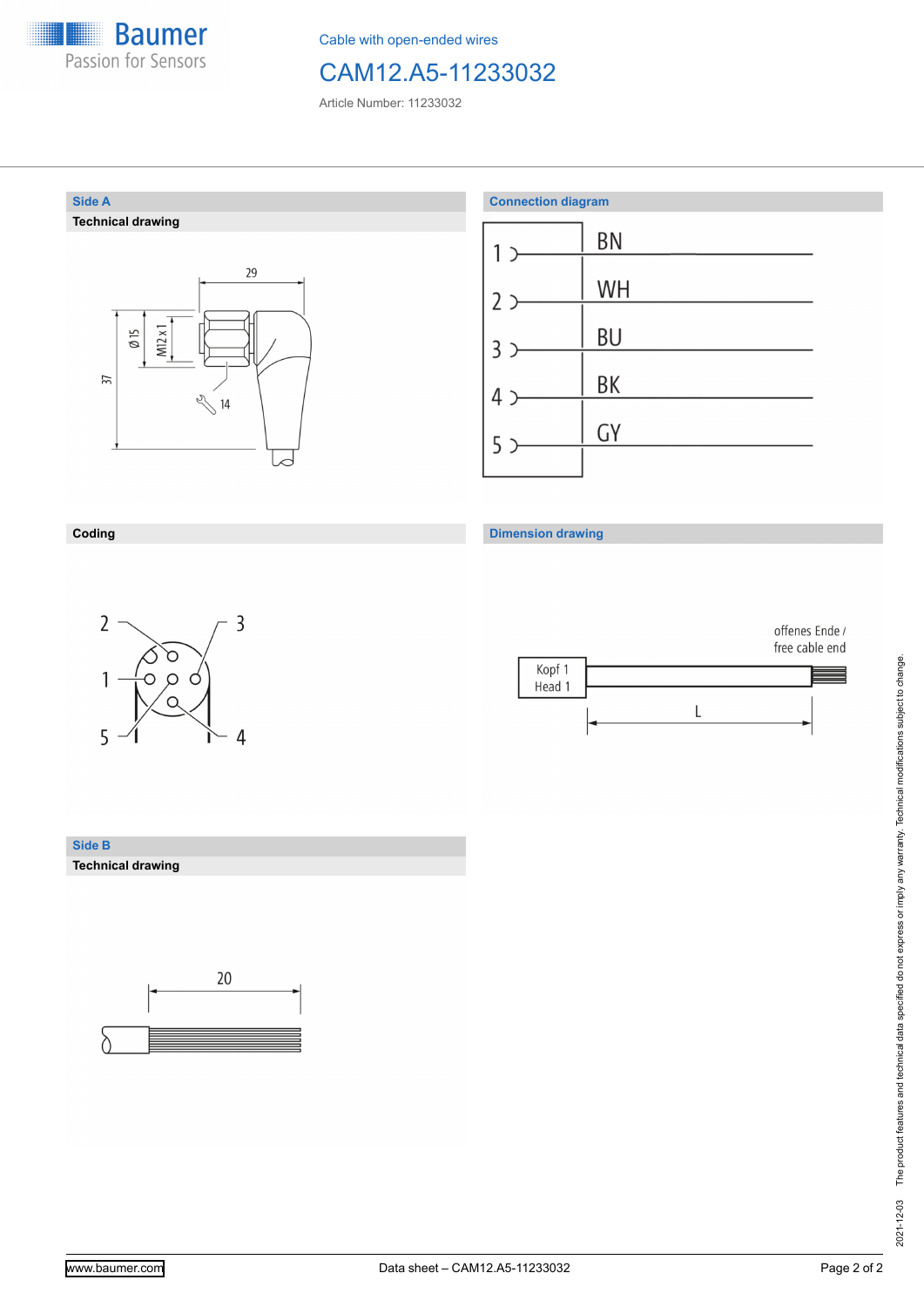Cable with open-ended wires

# CAM12.A5-11233032

Article Number: 11233032

## Side A

### Technical drawing

29

37

Ø 15

M12 x 1

14

## Connection diagram

1 BN

2 WH

3 BU

4 BK

5 GY

### Coding

2

3

1

5

4

## Dimension drawing

offenes Ende / free cable end

Kopf 1
Head 1

L

## Side B

### Technical drawing

20

The product features and technical data specified do not express or imply any warranty. Technical modifications subject to change.

2021-12-03